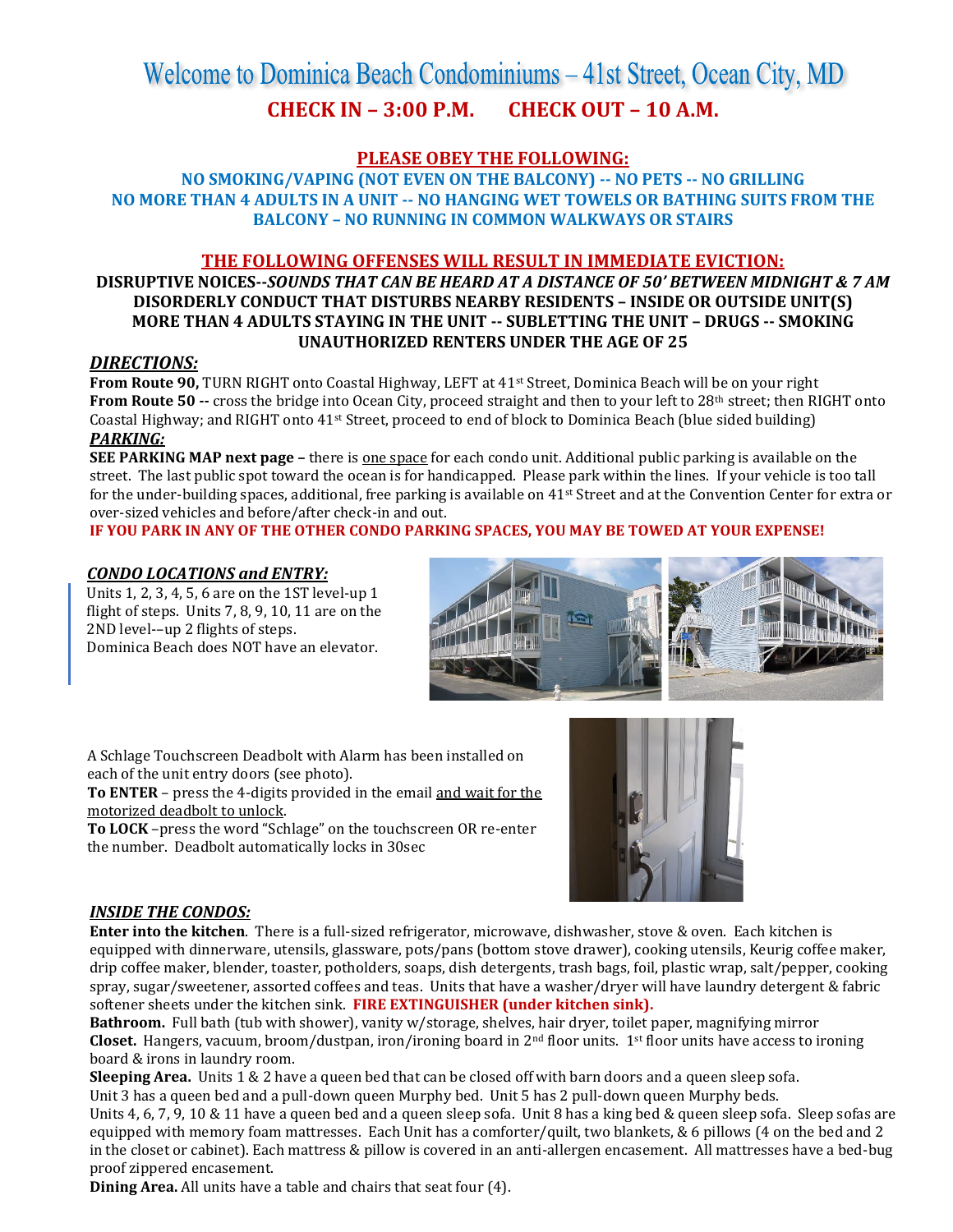# Welcome to Dominica Beach Condominiums – 41st Street, Ocean City, MD

## CHECK IN – 3:00 P.M. CHECK OUT – 10 A.M.

### PLEASE OBEY THE FOLLOWING:

**NO SMOKING/VAPING (NOT EVEN ON THE BALCONY) -- NO PETS -- NO GRILLING**
**NO MORE THAN 4 ADULTS IN A UNIT -- NO HANGING WET TOWELS OR BATHING SUITS FROM THE BALCONY – NO RUNNING IN COMMON WALKWAYS OR STAIRS**

### THE FOLLOWING OFFENSES WILL RESULT IN IMMEDIATE EVICTION:

**DISRUPTIVE NOICES--*SOUNDS THAT CAN BE HEARD AT A DISTANCE OF 50' BETWEEN MIDNIGHT & 7 AM***
**DISORDERLY CONDUCT THAT DISTURBS NEARBY RESIDENTS – INSIDE OR OUTSIDE UNIT(S)**
**MORE THAN 4 ADULTS STAYING IN THE UNIT -- SUBLETTING THE UNIT – DRUGS -- SMOKING**
**UNAUTHORIZED RENTERS UNDER THE AGE OF 25**

***DIRECTIONS:***

**From Route 90,** TURN RIGHT onto Coastal Highway, LEFT at 41st Street, Dominica Beach will be on your right
**From Route 50 --** cross the bridge into Ocean City, proceed straight and then to your left to 28th street; then RIGHT onto Coastal Highway; and RIGHT onto 41st Street, proceed to end of block to Dominica Beach (blue sided building)

***PARKING:***

**SEE PARKING MAP next page –** there is one space for each condo unit. Additional public parking is available on the street. The last public spot toward the ocean is for handicapped. Please park within the lines. If your vehicle is too tall for the under-building spaces, additional, free parking is available on 41st Street and at the Convention Center for extra or over-sized vehicles and before/after check-in and out.
**IF YOU PARK IN ANY OF THE OTHER CONDO PARKING SPACES, YOU MAY BE TOWED AT YOUR EXPENSE!**

***CONDO LOCATIONS and ENTRY:***

Units 1, 2, 3, 4, 5, 6 are on the 1ST level-up 1 flight of steps. Units 7, 8, 9, 10, 11 are on the 2ND level-–up 2 flights of steps.
Dominica Beach does NOT have an elevator.

A Schlage Touchscreen Deadbolt with Alarm has been installed on each of the unit entry doors (see photo).
**To ENTER** – press the 4-digits provided in the email and wait for the motorized deadbolt to unlock.
**To LOCK** –press the word "Schlage" on the touchscreen OR re-enter the number. Deadbolt automatically locks in 30sec

***INSIDE THE CONDOS:***

**Enter into the kitchen**. There is a full-sized refrigerator, microwave, dishwasher, stove & oven. Each kitchen is equipped with dinnerware, utensils, glassware, pots/pans (bottom stove drawer), cooking utensils, Keurig coffee maker, drip coffee maker, blender, toaster, potholders, soaps, dish detergents, trash bags, foil, plastic wrap, salt/pepper, cooking spray, sugar/sweetener, assorted coffees and teas. Units that have a washer/dryer will have laundry detergent & fabric softener sheets under the kitchen sink. **FIRE EXTINGUISHER (under kitchen sink).**

**Bathroom.** Full bath (tub with shower), vanity w/storage, shelves, hair dryer, toilet paper, magnifying mirror
**Closet.** Hangers, vacuum, broom/dustpan, iron/ironing board in 2nd floor units. 1st floor units have access to ironing board & irons in laundry room.

**Sleeping Area.** Units 1 & 2 have a queen bed that can be closed off with barn doors and a queen sleep sofa.
Unit 3 has a queen bed and a pull-down queen Murphy bed. Unit 5 has 2 pull-down queen Murphy beds.
Units 4, 6, 7, 9, 10 & 11 have a queen bed and a queen sleep sofa. Unit 8 has a king bed & queen sleep sofa. Sleep sofas are equipped with memory foam mattresses. Each Unit has a comforter/quilt, two blankets, & 6 pillows (4 on the bed and 2 in the closet or cabinet). Each mattress & pillow is covered in an anti-allergen encasement. All mattresses have a bed-bug proof zippered encasement.

**Dining Area.** All units have a table and chairs that seat four (4).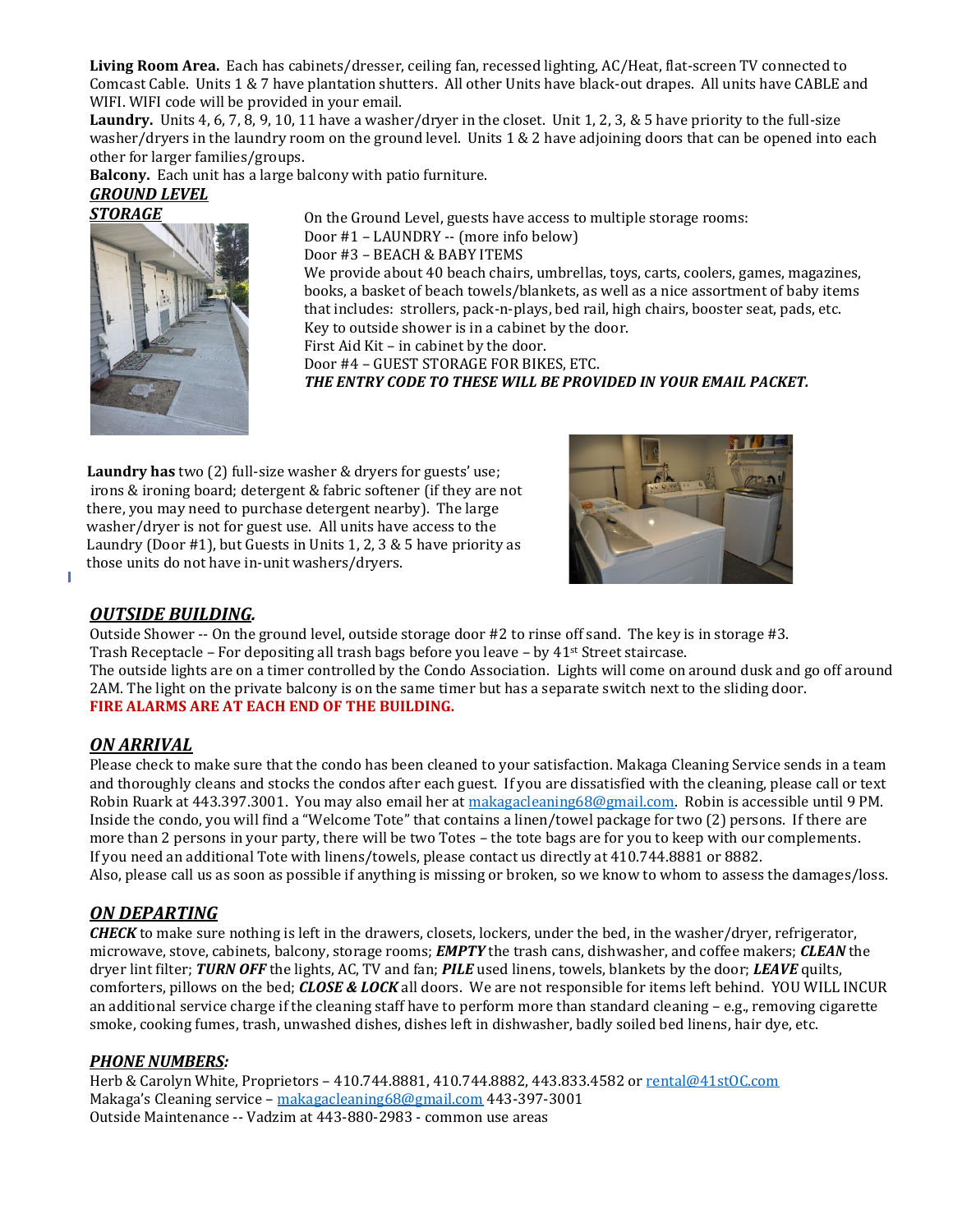**Living Room Area.** Each has cabinets/dresser, ceiling fan, recessed lighting, AC/Heat, flat-screen TV connected to Comcast Cable. Units 1 & 7 have plantation shutters. All other Units have black-out drapes. All units have CABLE and WIFI. WIFI code will be provided in your email.

**Laundry.** Units 4, 6, 7, 8, 9, 10, 11 have a washer/dryer in the closet. Unit 1, 2, 3, & 5 have priority to the full-size washer/dryers in the laundry room on the ground level. Units 1 & 2 have adjoining doors that can be opened into each other for larger families/groups.

**Balcony.** Each unit has a large balcony with patio furniture.

## ***GROUND LEVEL***

### ***STORAGE***

On the Ground Level, guests have access to multiple storage rooms:

Door #1 – LAUNDRY -- (more info below)

Door #3 – BEACH & BABY ITEMS

We provide about 40 beach chairs, umbrellas, toys, carts, coolers, games, magazines, books, a basket of beach towels/blankets, as well as a nice assortment of baby items that includes: strollers, pack-n-plays, bed rail, high chairs, booster seat, pads, etc.

Key to outside shower is in a cabinet by the door.

First Aid Kit – in cabinet by the door.

Door #4 – GUEST STORAGE FOR BIKES, ETC.

***THE ENTRY CODE TO THESE WILL BE PROVIDED IN YOUR EMAIL PACKET.***

**Laundry has** two (2) full-size washer & dryers for guests' use; irons & ironing board; detergent & fabric softener (if they are not there, you may need to purchase detergent nearby). The large washer/dryer is not for guest use. All units have access to the Laundry (Door #1), but Guests in Units 1, 2, 3 & 5 have priority as those units do not have in-unit washers/dryers.

## ***OUTSIDE BUILDING.***

Outside Shower -- On the ground level, outside storage door #2 to rinse off sand. The key is in storage #3.

Trash Receptacle – For depositing all trash bags before you leave – by 41st Street staircase.

The outside lights are on a timer controlled by the Condo Association. Lights will come on around dusk and go off around 2AM. The light on the private balcony is on the same timer but has a separate switch next to the sliding door.

**FIRE ALARMS ARE AT EACH END OF THE BUILDING.**

## ***ON ARRIVAL***

Please check to make sure that the condo has been cleaned to your satisfaction. Makaga Cleaning Service sends in a team and thoroughly cleans and stocks the condos after each guest. If you are dissatisfied with the cleaning, please call or text Robin Ruark at 443.397.3001. You may also email her at makagacleaning68@gmail.com. Robin is accessible until 9 PM. Inside the condo, you will find a "Welcome Tote" that contains a linen/towel package for two (2) persons. If there are more than 2 persons in your party, there will be two Totes – the tote bags are for you to keep with our complements. If you need an additional Tote with linens/towels, please contact us directly at 410.744.8881 or 8882.

Also, please call us as soon as possible if anything is missing or broken, so we know to whom to assess the damages/loss.

## ***ON DEPARTING***

***CHECK*** to make sure nothing is left in the drawers, closets, lockers, under the bed, in the washer/dryer, refrigerator, microwave, stove, cabinets, balcony, storage rooms; ***EMPTY*** the trash cans, dishwasher, and coffee makers; ***CLEAN*** the dryer lint filter; ***TURN OFF*** the lights, AC, TV and fan; ***PILE*** used linens, towels, blankets by the door; ***LEAVE*** quilts, comforters, pillows on the bed; ***CLOSE & LOCK*** all doors. We are not responsible for items left behind. YOU WILL INCUR an additional service charge if the cleaning staff have to perform more than standard cleaning – e.g., removing cigarette smoke, cooking fumes, trash, unwashed dishes, dishes left in dishwasher, badly soiled bed linens, hair dye, etc.

## ***PHONE NUMBERS:***

Herb & Carolyn White, Proprietors – 410.744.8881, 410.744.8882, 443.833.4582 or rental@41stOC.com

Makaga's Cleaning service – makagacleaning68@gmail.com 443-397-3001

Outside Maintenance -- Vadzim at 443-880-2983 - common use areas